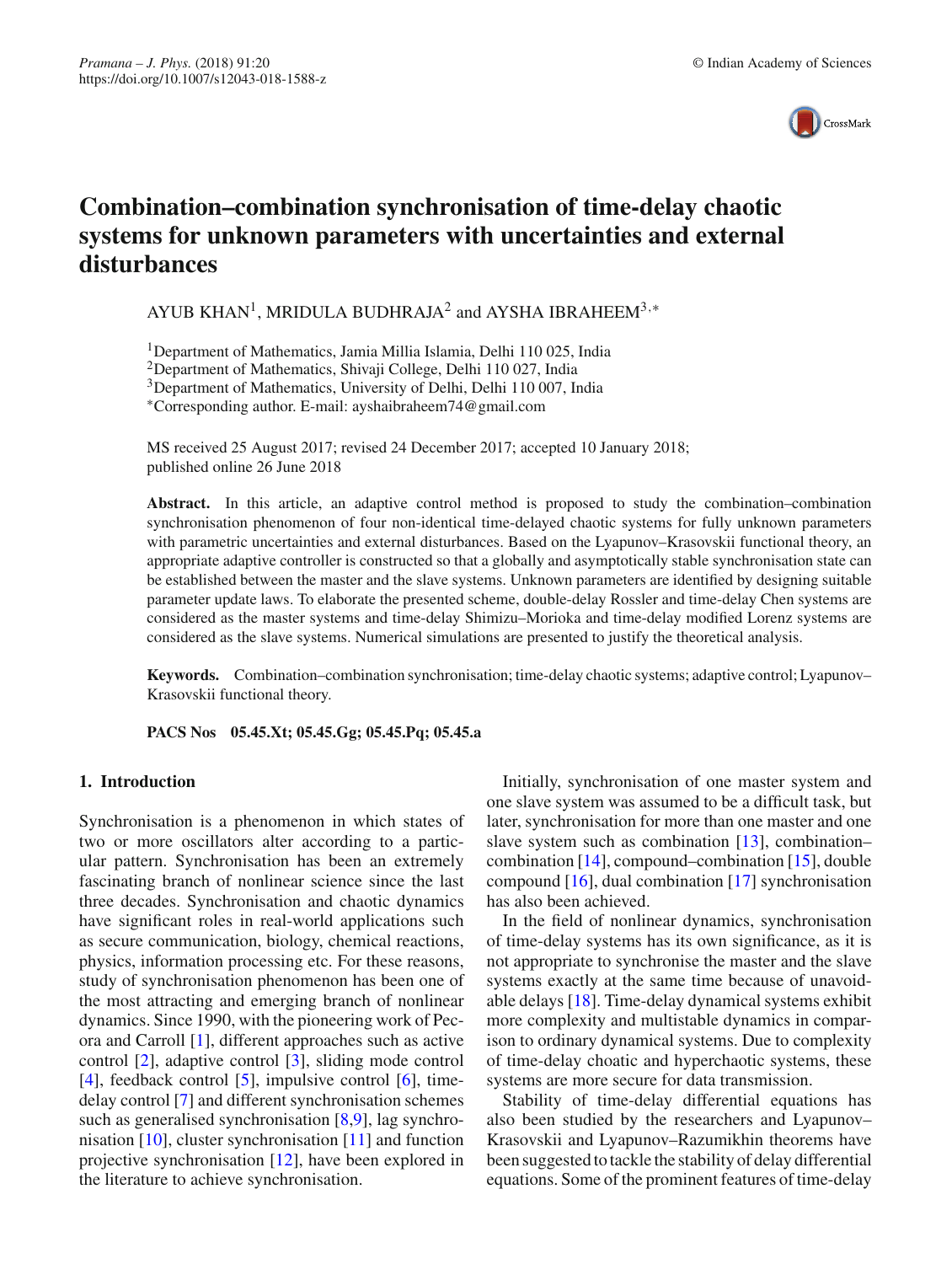# Combination–combination synchronisation of time-delay chaotic systems for unknown parameters with uncertainties and external disturbances

AYUB KHAN[1], MRIDULA BUDHRAJA[2] and AYSHA IBRAHEEM[3,*]

[1]Department of Mathematics, Jamia Millia Islamia, Delhi 110 025, India
[2]Department of Mathematics, Shivaji College, Delhi 110 027, India
[3]Department of Mathematics, University of Delhi, Delhi 110 007, India
[*]Corresponding author. E-mail: ayshaibraheem74@gmail.com

MS received 25 August 2017; revised 24 December 2017; accepted 10 January 2018; published online 26 June 2018

**Abstract.** In this article, an adaptive control method is proposed to study the combination–combination synchronisation phenomenon of four non-identical time-delayed chaotic systems for fully unknown parameters with parametric uncertainties and external disturbances. Based on the Lyapunov–Krasovskii functional theory, an appropriate adaptive controller is constructed so that a globally and asymptotically stable synchronisation state can be established between the master and the slave systems. Unknown parameters are identified by designing suitable parameter update laws. To elaborate the presented scheme, double-delay Rossler and time-delay Chen systems are considered as the master systems and time-delay Shimizu–Morioka and time-delay modified Lorenz systems are considered as the slave systems. Numerical simulations are presented to justify the theoretical analysis.

**Keywords.** Combination–combination synchronisation; time-delay chaotic systems; adaptive control; Lyapunov–Krasovskii functional theory.

**PACS Nos** **05.45.Xt; 05.45.Gg; 05.45.Pq; 05.45.a**

## 1. Introduction

Synchronisation is a phenomenon in which states of two or more oscillators alter according to a particular pattern. Synchronisation has been an extremely fascinating branch of nonlinear science since the last three decades. Synchronisation and chaotic dynamics have significant roles in real-world applications such as secure communication, biology, chemical reactions, physics, information processing etc. For these reasons, study of synchronisation phenomenon has been one of the most attracting and emerging branch of nonlinear dynamics. Since 1990, with the pioneering work of Pecora and Carroll [1], different approaches such as active control [2], adaptive control [3], sliding mode control [4], feedback control [5], impulsive control [6], time-delay control [7] and different synchronisation schemes such as generalised synchronisation [8,9], lag synchronisation [10], cluster synchronisation [11] and function projective synchronisation [12], have been explored in the literature to achieve synchronisation.

Initially, synchronisation of one master system and one slave system was assumed to be a difficult task, but later, synchronisation for more than one master and one slave system such as combination [13], combination–combination [14], compound–combination [15], double compound [16], dual combination [17] synchronisation has also been achieved.

In the field of nonlinear dynamics, synchronisation of time-delay systems has its own significance, as it is not appropriate to synchronise the master and the slave systems exactly at the same time because of unavoidable delays [18]. Time-delay dynamical systems exhibit more complexity and multistable dynamics in comparison to ordinary dynamical systems. Due to complexity of time-delay choatic and hyperchaotic systems, these systems are more secure for data transmission.

Stability of time-delay differential equations has also been studied by the researchers and Lyapunov–Krasovskii and Lyapunov–Razumikhin theorems have been suggested to tackle the stability of delay differential equations. Some of the prominent features of time-delay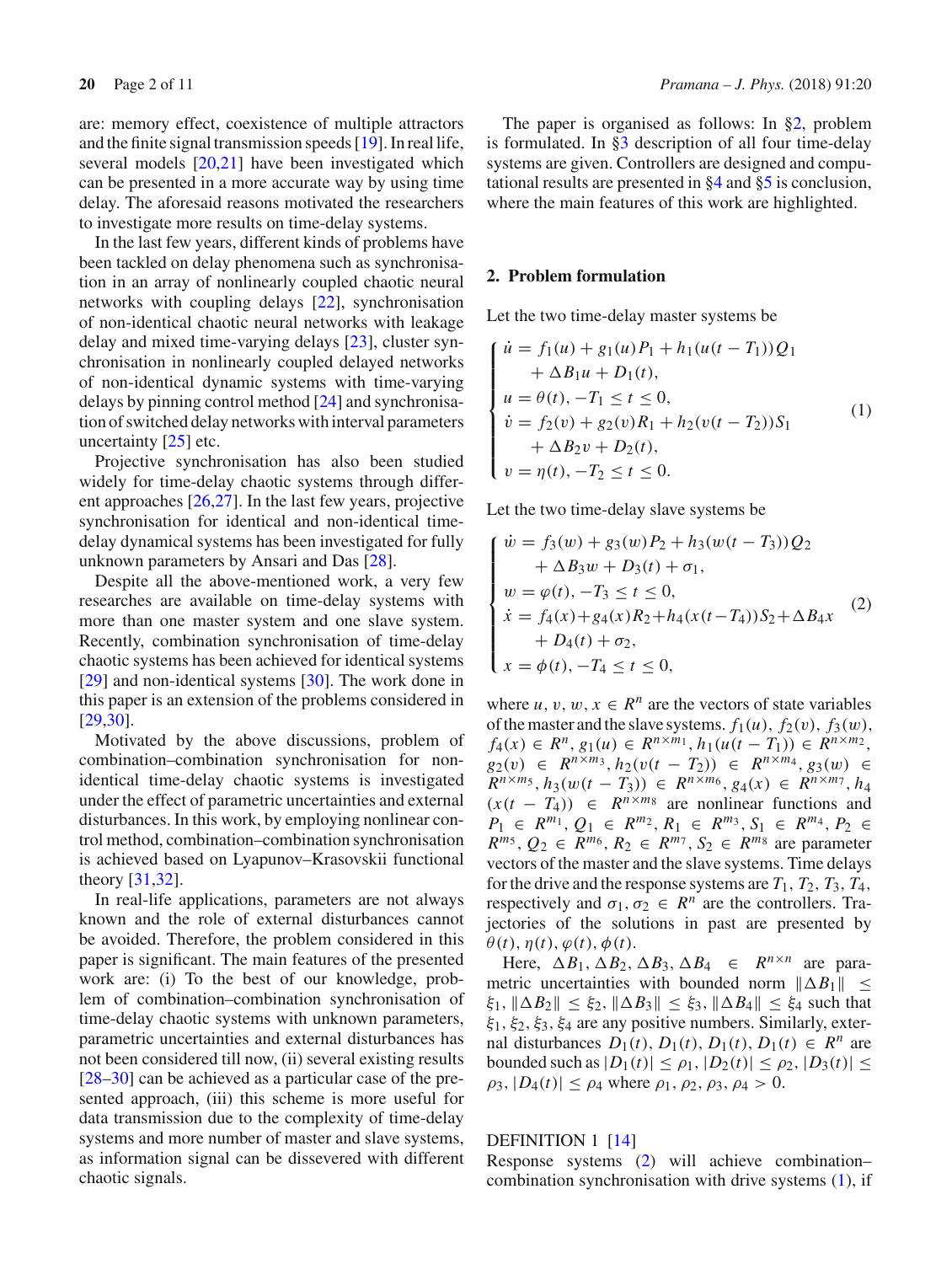are: memory effect, coexistence of multiple attractors and the finite signal transmission speeds [19]. In real life, several models [20,21] have been investigated which can be presented in a more accurate way by using time delay. The aforesaid reasons motivated the researchers to investigate more results on time-delay systems.

In the last few years, different kinds of problems have been tackled on delay phenomena such as synchronisation in an array of nonlinearly coupled chaotic neural networks with coupling delays [22], synchronisation of non-identical chaotic neural networks with leakage delay and mixed time-varying delays [23], cluster synchronisation in nonlinearly coupled delayed networks of non-identical dynamic systems with time-varying delays by pinning control method [24] and synchronisation of switched delay networks with interval parameters uncertainty [25] etc.

Projective synchronisation has also been studied widely for time-delay chaotic systems through different approaches [26,27]. In the last few years, projective synchronisation for identical and non-identical time-delay dynamical systems has been investigated for fully unknown parameters by Ansari and Das [28].

Despite all the above-mentioned work, a very few researches are available on time-delay systems with more than one master system and one slave system. Recently, combination synchronisation of time-delay chaotic systems has been achieved for identical systems [29] and non-identical systems [30]. The work done in this paper is an extension of the problems considered in [29,30].

Motivated by the above discussions, problem of combination–combination synchronisation for non-identical time-delay chaotic systems is investigated under the effect of parametric uncertainties and external disturbances. In this work, by employing nonlinear control method, combination–combination synchronisation is achieved based on Lyapunov–Krasovskii functional theory [31,32].

In real-life applications, parameters are not always known and the role of external disturbances cannot be avoided. Therefore, the problem considered in this paper is significant. The main features of the presented work are: (i) To the best of our knowledge, problem of combination–combination synchronisation of time-delay chaotic systems with unknown parameters, parametric uncertainties and external disturbances has not been considered till now, (ii) several existing results [28–30] can be achieved as a particular case of the presented approach, (iii) this scheme is more useful for data transmission due to the complexity of time-delay systems and more number of master and slave systems, as information signal can be dissevered with different chaotic signals.

The paper is organised as follows: In §2, problem is formulated. In §3 description of all four time-delay systems are given. Controllers are designed and computational results are presented in §4 and §5 is conclusion, where the main features of this work are highlighted.

## 2. Problem formulation

Let the two time-delay master systems be

$$
\begin{cases}
\dot{u} = f_1(u) + g_1(u)P_1 + h_1(u(t-T_1))Q_1 \\
\qquad + \Delta B_1 u + D_1(t), \\
u = \theta(t), -T_1 \le t \le 0, \\
\dot{v} = f_2(v) + g_2(v)R_1 + h_2(v(t-T_2))S_1 \\
\qquad + \Delta B_2 v + D_2(t), \\
v = \eta(t), -T_2 \le t \le 0.
\end{cases}
\tag{1}
$$

Let the two time-delay slave systems be

$$
\begin{cases}
\dot{w} = f_3(w) + g_3(w)P_2 + h_3(w(t-T_3))Q_2 \\
\qquad + \Delta B_3 w + D_3(t) + \sigma_1, \\
w = \varphi(t), -T_3 \le t \le 0, \\
\dot{x} = f_4(x) + g_4(x)R_2 + h_4(x(t-T_4))S_2 + \Delta B_4 x \\
\qquad + D_4(t) + \sigma_2, \\
x = \phi(t), -T_4 \le t \le 0,
\end{cases}
\tag{2}
$$

where $u, v, w, x \in R^n$ are the vectors of state variables of the master and the slave systems. $f_1(u)$, $f_2(v)$, $f_3(w)$, $f_4(x) \in R^n$, $g_1(u) \in R^{n\times m_1}$, $h_1(u(t-T_1)) \in R^{n\times m_2}$, $g_2(v) \in R^{n\times m_3}$, $h_2(v(t-T_2)) \in R^{n\times m_4}$, $g_3(w) \in R^{n\times m_5}$, $h_3(w(t-T_3)) \in R^{n\times m_6}$, $g_4(x) \in R^{n\times m_7}$, $h_4(x(t-T_4)) \in R^{n\times m_8}$ are nonlinear functions and $P_1 \in R^{m_1}$, $Q_1 \in R^{m_2}$, $R_1 \in R^{m_3}$, $S_1 \in R^{m_4}$, $P_2 \in R^{m_5}$, $Q_2 \in R^{m_6}$, $R_2 \in R^{m_7}$, $S_2 \in R^{m_8}$ are parameter vectors of the master and the slave systems. Time delays for the drive and the response systems are $T_1$, $T_2$, $T_3$, $T_4$, respectively and $\sigma_1, \sigma_2 \in R^n$ are the controllers. Trajectories of the solutions in past are presented by $\theta(t)$, $\eta(t)$, $\varphi(t)$, $\phi(t)$.

Here, $\Delta B_1, \Delta B_2, \Delta B_3, \Delta B_4 \in R^{n\times n}$ are parametric uncertainties with bounded norm $\|\Delta B_1\| \le \xi_1$, $\|\Delta B_2\| \le \xi_2$, $\|\Delta B_3\| \le \xi_3$, $\|\Delta B_4\| \le \xi_4$ such that $\xi_1, \xi_2, \xi_3, \xi_4$ are any positive numbers. Similarly, external disturbances $D_1(t)$, $D_1(t)$, $D_1(t)$, $D_1(t) \in R^n$ are bounded such as $|D_1(t)| \le \rho_1$, $|D_2(t)| \le \rho_2$, $|D_3(t)| \le \rho_3$, $|D_4(t)| \le \rho_4$ where $\rho_1, \rho_2, \rho_3, \rho_4 > 0$.

DEFINITION 1 [14]
Response systems (2) will achieve combination–combination synchronisation with drive systems (1), if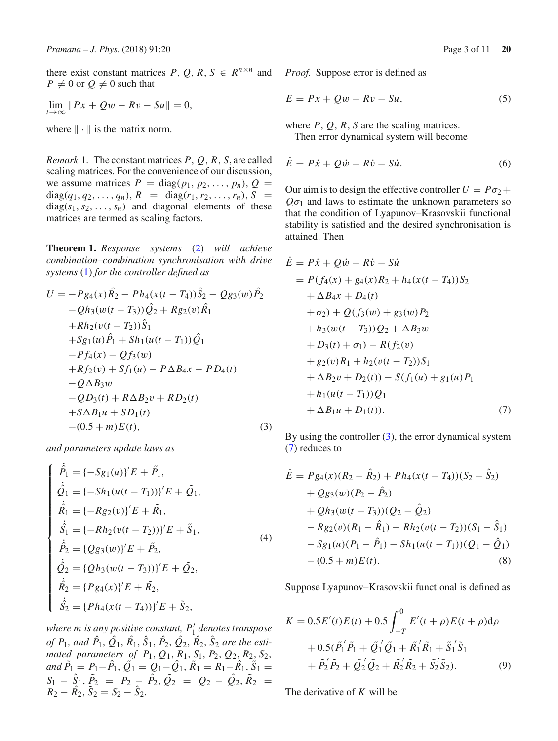there exist constant matrices $P, Q, R, S \in R^{n\times n}$ and $P \neq 0$ or $Q \neq 0$ such that

$$\lim_{t\to\infty} \|Px + Qw - Rv - Su\| = 0,$$

where $\|\cdot\|$ is the matrix norm.

*Remark* 1. The constant matrices $P, Q, R, S$, are called scaling matrices. For the convenience of our discussion, we assume matrices $P = \mathrm{diag}(p_1, p_2, \ldots, p_n)$, $Q = \mathrm{diag}(q_1, q_2, \ldots, q_n)$, $R = \mathrm{diag}(r_1, r_2, \ldots, r_n)$, $S = \mathrm{diag}(s_1, s_2, \ldots, s_n)$ and diagonal elements of these matrices are termed as scaling factors.

**Theorem 1.** *Response systems* (2) *will achieve combination–combination synchronisation with drive systems* (1) *for the controller defined as*

$$\begin{aligned}
U = &-Pg_4(x)\hat{R}_2 - Ph_4(x(t-T_4))\hat{S}_2 - Qg_3(w)\hat{P}_2 \\
&-Qh_3(w(t-T_3))\hat{Q}_2 + Rg_2(v)\hat{R}_1 \\
&+Rh_2(v(t-T_2))\hat{S}_1 \\
&+Sg_1(u)\hat{P}_1 + Sh_1(u(t-T_1))\hat{Q}_1 \\
&-Pf_4(x) - Qf_3(w) \\
&+Rf_2(v) + Sf_1(u) - P\Delta B_4 x - PD_4(t) \\
&-Q\Delta B_3 w \\
&-QD_3(t) + R\Delta B_2 v + RD_2(t) \\
&+S\Delta B_1 u + SD_1(t) \\
&-(0.5+m)E(t),
\end{aligned} \tag{3}$$

*and parameters update laws as*

$$\begin{cases}
\dot{\hat{P}}_1 = \{-Sg_1(u)\}'E + \tilde{P}_1, \\
\dot{\hat{Q}}_1 = \{-Sh_1(u(t-T_1))\}'E + \tilde{Q}_1, \\
\dot{\hat{R}}_1 = \{-Rg_2(v)\}'E + \tilde{R}_1, \\
\dot{\hat{S}}_1 = \{-Rh_2(v(t-T_2))\}'E + \tilde{S}_1, \\
\dot{\hat{P}}_2 = \{Qg_3(w)\}'E + \tilde{P}_2, \\
\dot{\hat{Q}}_2 = \{Qh_3(w(t-T_3))\}'E + \tilde{Q}_2, \\
\dot{\hat{R}}_2 = \{Pg_4(x)\}'E + \tilde{R}_2, \\
\dot{\hat{S}}_2 = \{Ph_4(x(t-T_4))\}'E + \tilde{S}_2,
\end{cases} \tag{4}$$

*where $m$ is any positive constant, $P_1'$ denotes transpose of $P_1$, and $\hat{P}_1, \hat{Q}_1, \hat{R}_1, \hat{S}_1, \hat{P}_2, \hat{Q}_2, \hat{R}_2, \hat{S}_2$ are the estimated parameters of $P_1, Q_1, R_1, S_1, P_2, Q_2, R_2, S_2$, and $\tilde{P}_1 = P_1 - \hat{P}_1$, $\tilde{Q}_1 = Q_1 - \hat{Q}_1$, $\tilde{R}_1 = R_1 - \hat{R}_1$, $\tilde{S}_1 = S_1 - \hat{S}_1$, $\tilde{P}_2 = P_2 - \hat{P}_2$, $\tilde{Q}_2 = Q_2 - \hat{Q}_2$, $\tilde{R}_2 = R_2 - \hat{R}_2$, $\tilde{S}_2 = S_2 - \hat{S}_2$.*

*Proof.* Suppose error is defined as

$$E = Px + Qw - Rv - Su, \tag{5}$$

where $P, Q, R, S$ are the scaling matrices.

Then error dynamical system will become

$$\dot{E} = P\dot{x} + Q\dot{w} - R\dot{v} - S\dot{u}. \tag{6}$$

Our aim is to design the effective controller $U = P\sigma_2 + Q\sigma_1$ and laws to estimate the unknown parameters so that the condition of Lyapunov–Krasovskii functional stability is satisfied and the desired synchronisation is attained. Then

$$\begin{aligned}
\dot{E} &= P\dot{x} + Q\dot{w} - R\dot{v} - S\dot{u} \\
&= P(f_4(x) + g_4(x)R_2 + h_4(x(t-T_4))S_2 \\
&\quad + \Delta B_4 x + D_4(t) \\
&\quad + \sigma_2) + Q(f_3(w) + g_3(w)P_2 \\
&\quad + h_3(w(t-T_3))Q_2 + \Delta B_3 w \\
&\quad + D_3(t) + \sigma_1) - R(f_2(v) \\
&\quad + g_2(v)R_1 + h_2(v(t-T_2))S_1 \\
&\quad + \Delta B_2 v + D_2(t)) - S(f_1(u) + g_1(u)P_1 \\
&\quad + h_1(u(t-T_1))Q_1 \\
&\quad + \Delta B_1 u + D_1(t)).
\end{aligned} \tag{7}$$

By using the controller (3), the error dynamical system (7) reduces to

$$\begin{aligned}
\dot{E} = &\, Pg_4(x)(R_2 - \hat{R}_2) + Ph_4(x(t-T_4))(S_2 - \hat{S}_2) \\
&+ Qg_3(w)(P_2 - \hat{P}_2) \\
&+ Qh_3(w(t-T_3))(Q_2 - \hat{Q}_2) \\
&- Rg_2(v)(R_1 - \hat{R}_1) - Rh_2(v(t-T_2))(S_1 - \hat{S}_1) \\
&- Sg_1(u)(P_1 - \hat{P}_1) - Sh_1(u(t-T_1))(Q_1 - \hat{Q}_1) \\
&- (0.5+m)E(t).
\end{aligned} \tag{8}$$

Suppose Lyapunov–Krasovskii functional is defined as

$$\begin{aligned}
K = &\, 0.5E'(t)E(t) + 0.5\int_{-T}^{0} E'(t+\rho)E(t+\rho)\mathrm{d}\rho \\
&+ 0.5(\tilde{P}_1'\tilde{P}_1 + \tilde{Q}_1'\tilde{Q}_1 + \tilde{R}_1'\tilde{R}_1 + \tilde{S}_1'\tilde{S}_1 \\
&+ \tilde{P}_2'\tilde{P}_2 + \tilde{Q}_2'\tilde{Q}_2 + \tilde{R}_2'\tilde{R}_2 + \tilde{S}_2'\tilde{S}_2).
\end{aligned} \tag{9}$$

The derivative of $K$ will be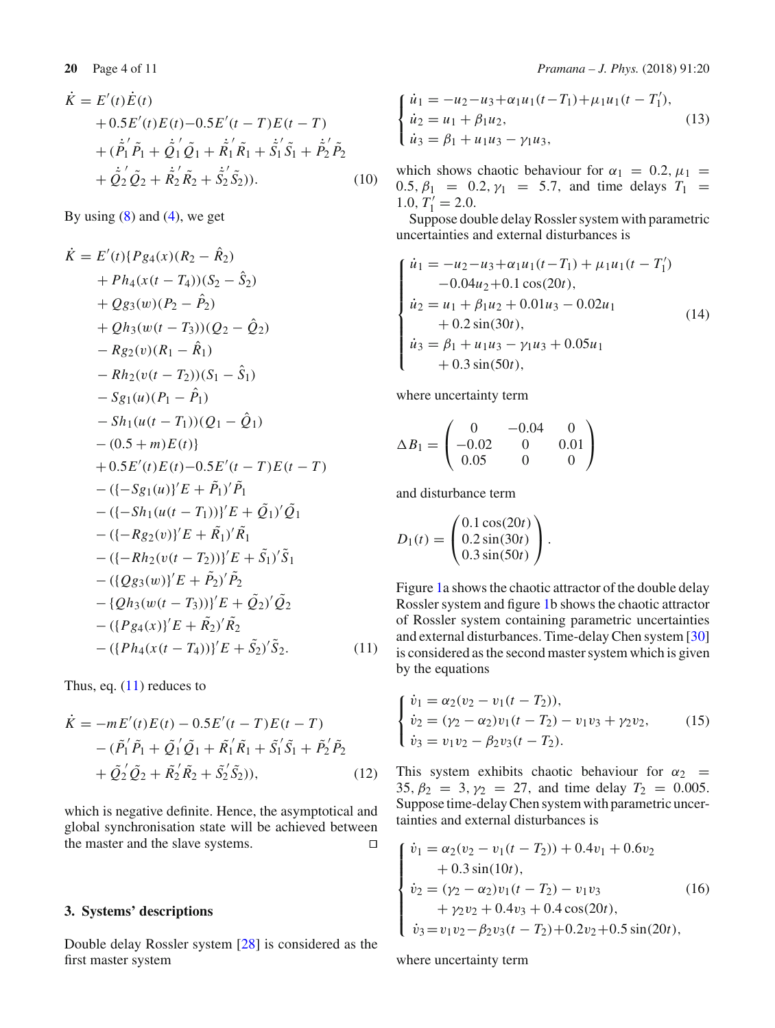$$
\begin{aligned}
\dot{K} &= E'(t)\dot{E}(t) \\
&\quad + 0.5E'(t)E(t) - 0.5E'(t-T)E(t-T) \\
&\quad + (\dot{\tilde{P}}_1'\tilde{P}_1 + \dot{\tilde{Q}}_1'\tilde{Q}_1 + \dot{\tilde{R}}_1'\tilde{R}_1 + \dot{\tilde{S}}_1'\tilde{S}_1 + \dot{\tilde{P}}_2'\tilde{P}_2 \\
&\quad + \dot{\tilde{Q}}_2'\tilde{Q}_2 + \dot{\tilde{R}}_2'\tilde{R}_2 + \dot{\tilde{S}}_2'\tilde{S}_2)).
\end{aligned} \tag{10}
$$

By using (8) and (4), we get

$$
\begin{aligned}
\dot{K} &= E'(t)\{Pg_4(x)(R_2 - \hat{R}_2) \\
&\quad + Ph_4(x(t-T_4))(S_2 - \hat{S}_2) \\
&\quad + Qg_3(w)(P_2 - \hat{P}_2) \\
&\quad + Qh_3(w(t-T_3))(Q_2 - \hat{Q}_2) \\
&\quad - Rg_2(v)(R_1 - \hat{R}_1) \\
&\quad - Rh_2(v(t-T_2))(S_1 - \hat{S}_1) \\
&\quad - Sg_1(u)(P_1 - \hat{P}_1) \\
&\quad - Sh_1(u(t-T_1))(Q_1 - \hat{Q}_1) \\
&\quad - (0.5 + m)E(t)\} \\
&\quad + 0.5E'(t)E(t) - 0.5E'(t-T)E(t-T) \\
&\quad - (\{-Sg_1(u)\}'E + \tilde{P}_1)'\tilde{P}_1 \\
&\quad - (\{-Sh_1(u(t-T_1))\}'E + \tilde{Q}_1)'\tilde{Q}_1 \\
&\quad - (\{-Rg_2(v)\}'E + \tilde{R}_1)'\tilde{R}_1 \\
&\quad - (\{-Rh_2(v(t-T_2))\}'E + \tilde{S}_1)'\tilde{S}_1 \\
&\quad - (\{Qg_3(w)\}'E + \tilde{P}_2)'\tilde{P}_2 \\
&\quad - \{Qh_3(w(t-T_3))\}'E + \tilde{Q}_2)'\tilde{Q}_2 \\
&\quad - (\{Pg_4(x)\}'E + \tilde{R}_2)'\tilde{R}_2 \\
&\quad - (\{Ph_4(x(t-T_4))\}'E + \tilde{S}_2)'\tilde{S}_2.
\end{aligned} \tag{11}
$$

Thus, eq. (11) reduces to

$$
\begin{aligned}
\dot{K} &= -mE'(t)E(t) - 0.5E'(t-T)E(t-T) \\
&\quad - (\tilde{P}_1'\tilde{P}_1 + \tilde{Q}_1'\tilde{Q}_1 + \tilde{R}_1'\tilde{R}_1 + \tilde{S}_1'\tilde{S}_1 + \tilde{P}_2'\tilde{P}_2 \\
&\quad + \tilde{Q}_2'\tilde{Q}_2 + \tilde{R}_2'\tilde{R}_2 + \tilde{S}_2'\tilde{S}_2)),
\end{aligned} \tag{12}
$$

which is negative definite. Hence, the asymptotical and global synchronisation state will be achieved between the master and the slave systems. □

## 3. Systems' descriptions

Double delay Rossler system [28] is considered as the first master system

$$
\begin{cases}
\dot{u}_1 = -u_2 - u_3 + \alpha_1 u_1(t-T_1) + \mu_1 u_1(t-T_1'), \\
\dot{u}_2 = u_1 + \beta_1 u_2, \\
\dot{u}_3 = \beta_1 + u_1 u_3 - \gamma_1 u_3,
\end{cases} \tag{13}
$$

which shows chaotic behaviour for $\alpha_1 = 0.2, \mu_1 = 0.5, \beta_1 = 0.2, \gamma_1 = 5.7$, and time delays $T_1 = 1.0, T_1' = 2.0$.

Suppose double delay Rossler system with parametric uncertainties and external disturbances is

$$
\begin{cases}
\dot{u}_1 = -u_2 - u_3 + \alpha_1 u_1(t-T_1) + \mu_1 u_1(t-T_1') \\
\qquad -0.04u_2 + 0.1\cos(20t), \\
\dot{u}_2 = u_1 + \beta_1 u_2 + 0.01u_3 - 0.02u_1 \\
\qquad + 0.2\sin(30t), \\
\dot{u}_3 = \beta_1 + u_1 u_3 - \gamma_1 u_3 + 0.05u_1 \\
\qquad + 0.3\sin(50t),
\end{cases} \tag{14}
$$

where uncertainty term

$$
\Delta B_1 = \begin{pmatrix} 0 & -0.04 & 0 \\ -0.02 & 0 & 0.01 \\ 0.05 & 0 & 0 \end{pmatrix}
$$

and disturbance term

$$
D_1(t) = \begin{pmatrix} 0.1\cos(20t) \\ 0.2\sin(30t) \\ 0.3\sin(50t) \end{pmatrix}.
$$

Figure 1a shows the chaotic attractor of the double delay Rossler system and figure 1b shows the chaotic attractor of Rossler system containing parametric uncertainties and external disturbances. Time-delay Chen system [30] is considered as the second master system which is given by the equations

$$
\begin{cases}
\dot{v}_1 = \alpha_2(v_2 - v_1(t-T_2)), \\
\dot{v}_2 = (\gamma_2 - \alpha_2)v_1(t-T_2) - v_1 v_3 + \gamma_2 v_2, \\
\dot{v}_3 = v_1 v_2 - \beta_2 v_3(t-T_2).
\end{cases} \tag{15}
$$

This system exhibits chaotic behaviour for $\alpha_2 = 35, \beta_2 = 3, \gamma_2 = 27$, and time delay $T_2 = 0.005$. Suppose time-delay Chen system with parametric uncertainties and external disturbances is

$$
\begin{cases}
\dot{v}_1 = \alpha_2(v_2 - v_1(t-T_2)) + 0.4v_1 + 0.6v_2 \\
\qquad + 0.3\sin(10t), \\
\dot{v}_2 = (\gamma_2 - \alpha_2)v_1(t-T_2) - v_1 v_3 \\
\qquad + \gamma_2 v_2 + 0.4v_3 + 0.4\cos(20t), \\
\dot{v}_3 = v_1 v_2 - \beta_2 v_3(t-T_2) + 0.2v_2 + 0.5\sin(20t),
\end{cases} \tag{16}
$$

where uncertainty term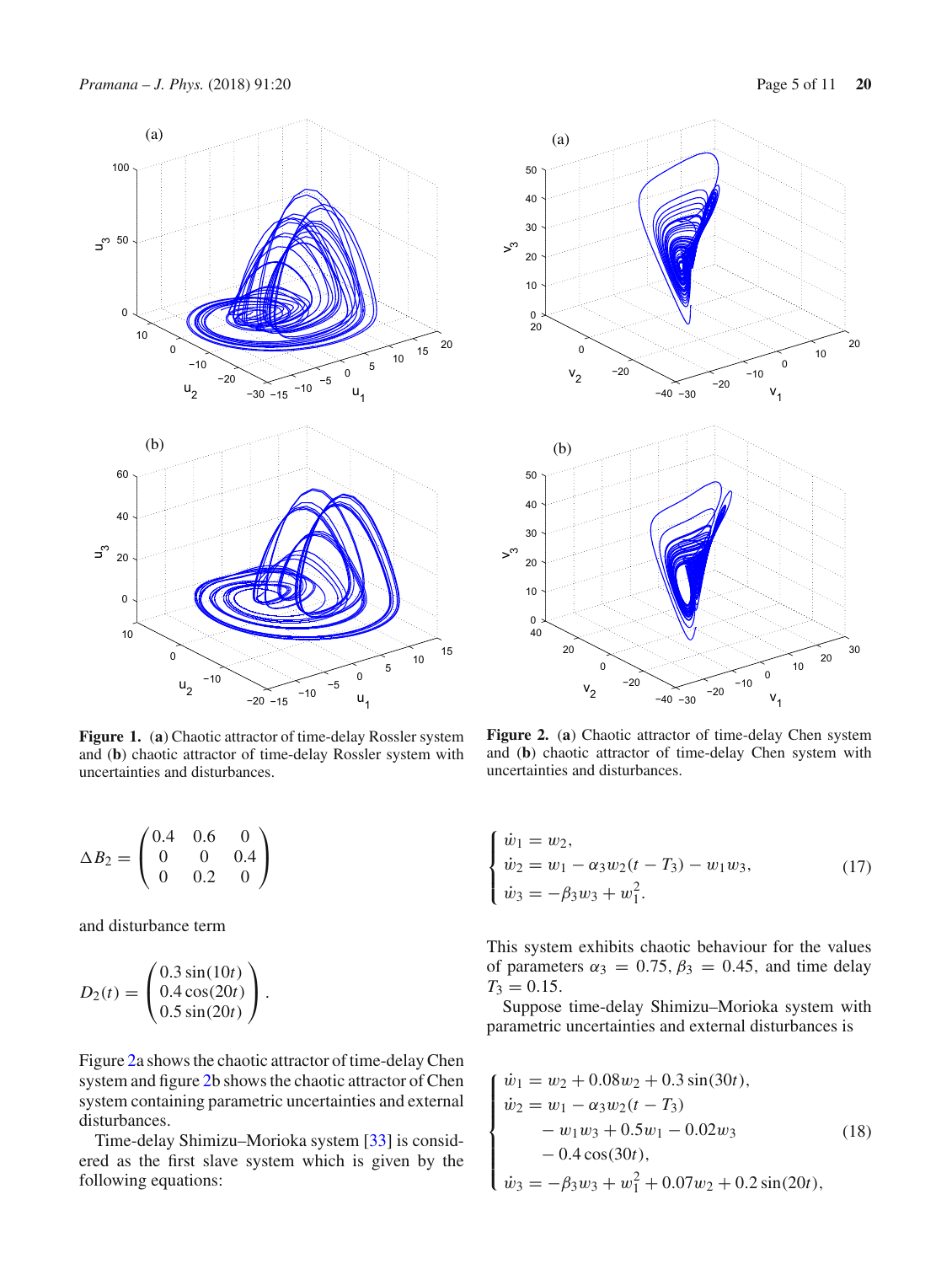**Figure 1.** (**a**) Chaotic attractor of time-delay Rossler system and (**b**) chaotic attractor of time-delay Rossler system with uncertainties and disturbances.

**Figure 2.** (**a**) Chaotic attractor of time-delay Chen system and (**b**) chaotic attractor of time-delay Chen system with uncertainties and disturbances.

$$\Delta B_2 = \begin{pmatrix} 0.4 & 0.6 & 0 \\ 0 & 0 & 0.4 \\ 0 & 0.2 & 0 \end{pmatrix}$$

and disturbance term

$$D_2(t) = \begin{pmatrix} 0.3\sin(10t) \\ 0.4\cos(20t) \\ 0.5\sin(20t) \end{pmatrix}.$$

Figure 2a shows the chaotic attractor of time-delay Chen system and figure 2b shows the chaotic attractor of Chen system containing parametric uncertainties and external disturbances.

Time-delay Shimizu–Morioka system [33] is considered as the first slave system which is given by the following equations:

$$\begin{cases} \dot{w}_1 = w_2, \\ \dot{w}_2 = w_1 - \alpha_3 w_2(t - T_3) - w_1 w_3, \\ \dot{w}_3 = -\beta_3 w_3 + w_1^2. \end{cases} \tag{17}$$

This system exhibits chaotic behaviour for the values of parameters $\alpha_3 = 0.75$, $\beta_3 = 0.45$, and time delay $T_3 = 0.15$.

Suppose time-delay Shimizu–Morioka system with parametric uncertainties and external disturbances is

$$\begin{cases} \dot{w}_1 = w_2 + 0.08 w_2 + 0.3\sin(30t), \\ \dot{w}_2 = w_1 - \alpha_3 w_2(t - T_3) \\ \qquad - w_1 w_3 + 0.5 w_1 - 0.02 w_3 \\ \qquad - 0.4\cos(30t), \\ \dot{w}_3 = -\beta_3 w_3 + w_1^2 + 0.07 w_2 + 0.2\sin(20t), \end{cases} \tag{18}$$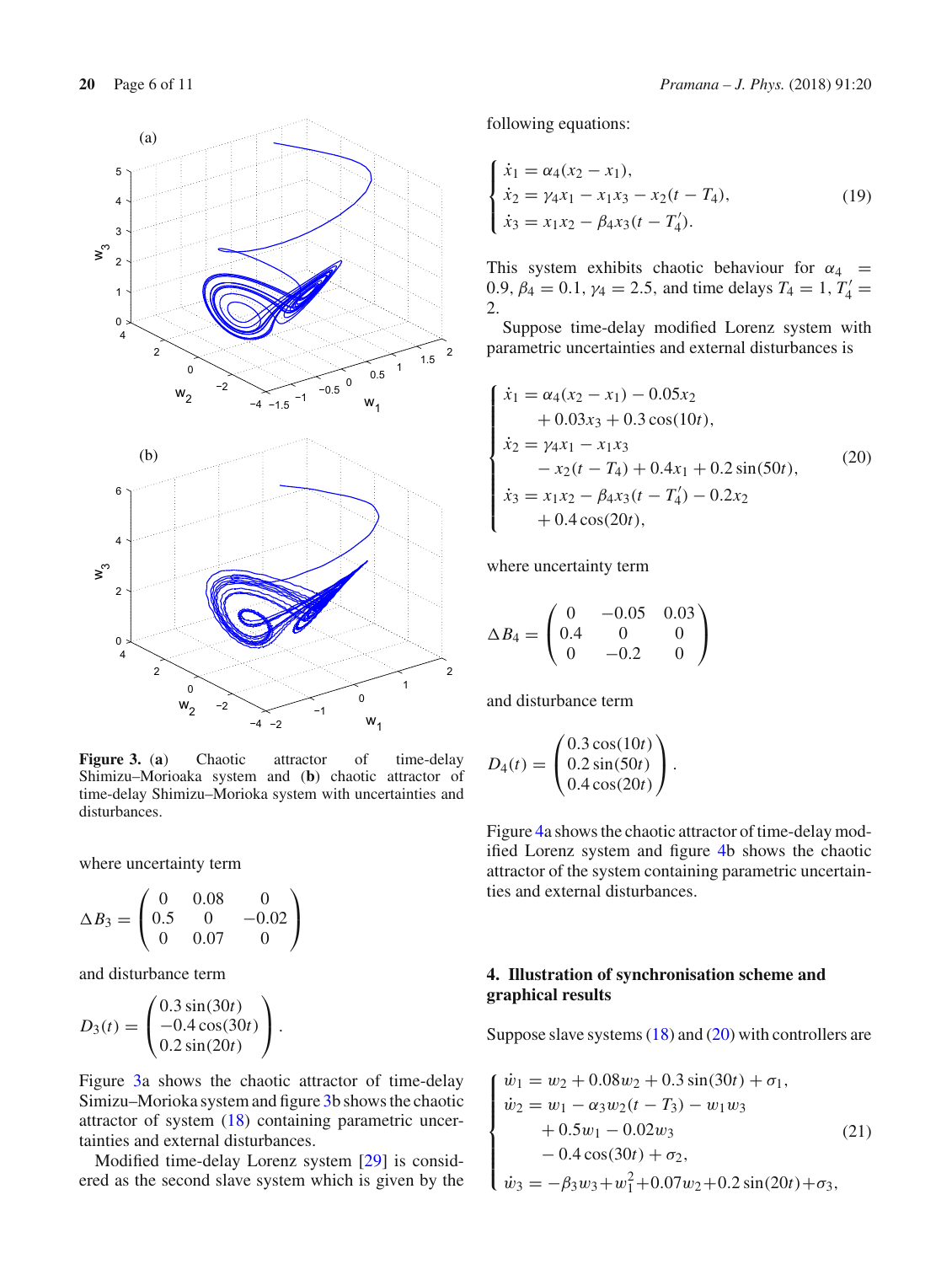**Figure 3.** (**a**) Chaotic attractor of time-delay Shimizu–Morioaka system and (**b**) chaotic attractor of time-delay Shimizu–Morioka system with uncertainties and disturbances.

where uncertainty term

$$\Delta B_3 = \begin{pmatrix} 0 & 0.08 & 0 \\ 0.5 & 0 & -0.02 \\ 0 & 0.07 & 0 \end{pmatrix}$$

and disturbance term

$$D_3(t) = \begin{pmatrix} 0.3\sin(30t) \\ -0.4\cos(30t) \\ 0.2\sin(20t) \end{pmatrix}.$$

Figure 3a shows the chaotic attractor of time-delay Simizu–Morioka system and figure 3b shows the chaotic attractor of system (18) containing parametric uncertainties and external disturbances.

Modified time-delay Lorenz system [29] is considered as the second slave system which is given by the following equations:

$$\begin{cases} \dot{x}_1 = \alpha_4(x_2 - x_1), \\ \dot{x}_2 = \gamma_4 x_1 - x_1 x_3 - x_2(t - T_4), \\ \dot{x}_3 = x_1 x_2 - \beta_4 x_3(t - T_4'). \end{cases} \tag{19}$$

This system exhibits chaotic behaviour for $\alpha_4 = 0.9$, $\beta_4 = 0.1$, $\gamma_4 = 2.5$, and time delays $T_4 = 1$, $T_4' = 2$.

Suppose time-delay modified Lorenz system with parametric uncertainties and external disturbances is

$$\begin{cases} \dot{x}_1 = \alpha_4(x_2 - x_1) - 0.05x_2 \\ \qquad + 0.03x_3 + 0.3\cos(10t), \\ \dot{x}_2 = \gamma_4 x_1 - x_1 x_3 \\ \qquad - x_2(t - T_4) + 0.4x_1 + 0.2\sin(50t), \\ \dot{x}_3 = x_1 x_2 - \beta_4 x_3(t - T_4') - 0.2x_2 \\ \qquad + 0.4\cos(20t), \end{cases} \tag{20}$$

where uncertainty term

$$\Delta B_4 = \begin{pmatrix} 0 & -0.05 & 0.03 \\ 0.4 & 0 & 0 \\ 0 & -0.2 & 0 \end{pmatrix}$$

and disturbance term

$$D_4(t) = \begin{pmatrix} 0.3\cos(10t) \\ 0.2\sin(50t) \\ 0.4\cos(20t) \end{pmatrix}.$$

Figure 4a shows the chaotic attractor of time-delay modified Lorenz system and figure 4b shows the chaotic attractor of the system containing parametric uncertainties and external disturbances.

## 4. Illustration of synchronisation scheme and graphical results

Suppose slave systems (18) and (20) with controllers are

$$\begin{cases} \dot{w}_1 = w_2 + 0.08w_2 + 0.3\sin(30t) + \sigma_1, \\ \dot{w}_2 = w_1 - \alpha_3 w_2(t - T_3) - w_1 w_3 \\ \qquad + 0.5w_1 - 0.02w_3 \\ \qquad - 0.4\cos(30t) + \sigma_2, \\ \dot{w}_3 = -\beta_3 w_3 + w_1^2 + 0.07w_2 + 0.2\sin(20t) + \sigma_3, \end{cases} \tag{21}$$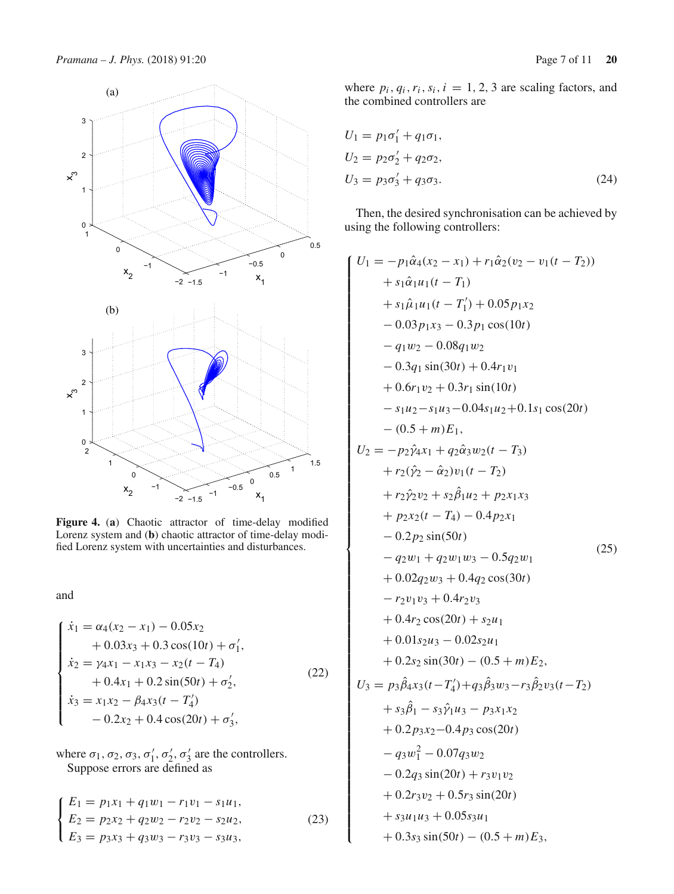**Figure 4.** (**a**) Chaotic attractor of time-delay modified Lorenz system and (**b**) chaotic attractor of time-delay modified Lorenz system with uncertainties and disturbances.

and

$$
\begin{cases}
\dot{x}_1 = \alpha_4(x_2 - x_1) - 0.05x_2 \\
\qquad + 0.03x_3 + 0.3\cos(10t) + \sigma_1', \\
\dot{x}_2 = \gamma_4 x_1 - x_1 x_3 - x_2(t - T_4) \\
\qquad + 0.4x_1 + 0.2\sin(50t) + \sigma_2', \\
\dot{x}_3 = x_1 x_2 - \beta_4 x_3(t - T_4') \\
\qquad - 0.2x_2 + 0.4\cos(20t) + \sigma_3',
\end{cases}
\tag{22}
$$

where $\sigma_1, \sigma_2, \sigma_3, \sigma_1', \sigma_2', \sigma_3'$ are the controllers.

Suppose errors are defined as

$$
\begin{cases}
E_1 = p_1 x_1 + q_1 w_1 - r_1 v_1 - s_1 u_1, \\
E_2 = p_2 x_2 + q_2 w_2 - r_2 v_2 - s_2 u_2, \\
E_3 = p_3 x_3 + q_3 w_3 - r_3 v_3 - s_3 u_3,
\end{cases}
\tag{23}
$$

where $p_i, q_i, r_i, s_i, i = 1, 2, 3$ are scaling factors, and the combined controllers are

$$
\begin{aligned}
U_1 &= p_1\sigma_1' + q_1\sigma_1, \\
U_2 &= p_2\sigma_2' + q_2\sigma_2, \\
U_3 &= p_3\sigma_3' + q_3\sigma_3.
\end{aligned}
\tag{24}
$$

Then, the desired synchronisation can be achieved by using the following controllers:

$$
\begin{cases}
U_1 = -p_1\hat{\alpha}_4(x_2 - x_1) + r_1\hat{\alpha}_2(v_2 - v_1(t - T_2)) \\
\qquad + s_1\hat{\alpha}_1 u_1(t - T_1) \\
\qquad + s_1\hat{\mu}_1 u_1(t - T_1') + 0.05p_1 x_2 \\
\qquad - 0.03p_1 x_3 - 0.3p_1\cos(10t) \\
\qquad - q_1 w_2 - 0.08q_1 w_2 \\
\qquad - 0.3q_1\sin(30t) + 0.4r_1 v_1 \\
\qquad + 0.6r_1 v_2 + 0.3r_1\sin(10t) \\
\qquad - s_1 u_2 - s_1 u_3 - 0.04s_1 u_2 + 0.1s_1\cos(20t) \\
\qquad - (0.5 + m)E_1, \\
U_2 = -p_2\hat{\gamma}_4 x_1 + q_2\hat{\alpha}_3 w_2(t - T_3) \\
\qquad + r_2(\hat{\gamma}_2 - \hat{\alpha}_2)v_1(t - T_2) \\
\qquad + r_2\hat{\gamma}_2 v_2 + s_2\hat{\beta}_1 u_2 + p_2 x_1 x_3 \\
\qquad + p_2 x_2(t - T_4) - 0.4p_2 x_1 \\
\qquad - 0.2p_2\sin(50t) \\
\qquad - q_2 w_1 + q_2 w_1 w_3 - 0.5q_2 w_1 \\
\qquad + 0.02q_2 w_3 + 0.4q_2\cos(30t) \\
\qquad - r_2 v_1 v_3 + 0.4r_2 v_3 \\
\qquad + 0.4r_2\cos(20t) + s_2 u_1 \\
\qquad + 0.01s_2 u_3 - 0.02s_2 u_1 \\
\qquad + 0.2s_2\sin(30t) - (0.5 + m)E_2, \\
U_3 = p_3\hat{\beta}_4 x_3(t - T_4') + q_3\hat{\beta}_3 w_3 - r_3\hat{\beta}_2 v_3(t - T_2) \\
\qquad + s_3\hat{\beta}_1 - s_3\hat{\gamma}_1 u_3 - p_3 x_1 x_2 \\
\qquad + 0.2p_3 x_2 - 0.4p_3\cos(20t) \\
\qquad - q_3 w_1^2 - 0.07q_3 w_2 \\
\qquad - 0.2q_3\sin(20t) + r_3 v_1 v_2 \\
\qquad + 0.2r_3 v_2 + 0.5r_3\sin(20t) \\
\qquad + s_3 u_1 u_3 + 0.05s_3 u_1 \\
\qquad + 0.3s_3\sin(50t) - (0.5 + m)E_3,
\end{cases}
\tag{25}
$$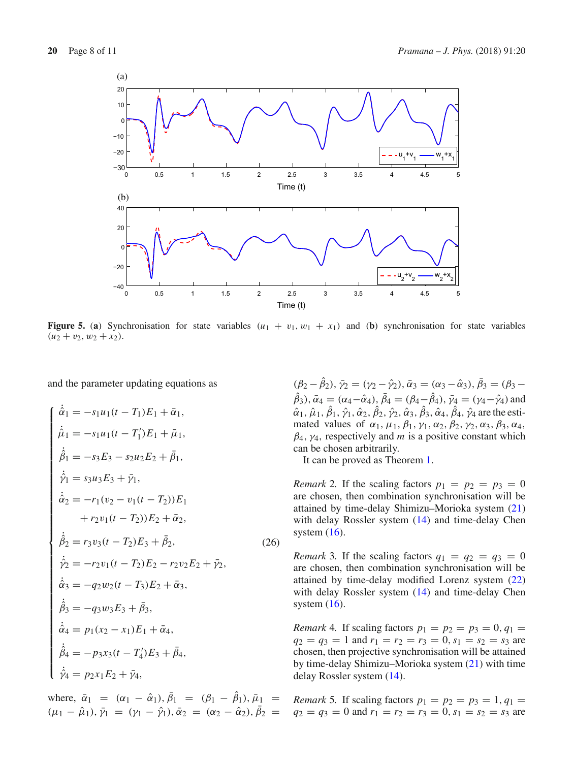**Figure 5.** (**a**) Synchronisation for state variables $(u_1 + v_1, w_1 + x_1)$ and (**b**) synchronisation for state variables $(u_2 + v_2, w_2 + x_2)$.

and the parameter updating equations as

$$
\begin{cases}
\dot{\hat{\alpha}}_1 = -s_1 u_1(t - T_1) E_1 + \bar{\alpha}_1, \\
\dot{\hat{\mu}}_1 = -s_1 u_1(t - T_1') E_1 + \bar{\mu}_1, \\
\dot{\hat{\beta}}_1 = -s_3 E_3 - s_2 u_2 E_2 + \bar{\beta}_1, \\
\dot{\hat{\gamma}}_1 = s_3 u_3 E_3 + \bar{\gamma}_1, \\
\dot{\hat{\alpha}}_2 = -r_1(v_2 - v_1(t - T_2)) E_1 \\
\qquad + r_2 v_1(t - T_2)) E_2 + \bar{\alpha}_2, \\
\dot{\hat{\beta}}_2 = r_3 v_3(t - T_2) E_3 + \bar{\beta}_2, \\
\dot{\hat{\gamma}}_2 = -r_2 v_1(t - T_2) E_2 - r_2 v_2 E_2 + \bar{\gamma}_2, \\
\dot{\hat{\alpha}}_3 = -q_2 w_2(t - T_3) E_2 + \bar{\alpha}_3, \\
\dot{\hat{\beta}}_3 = -q_3 w_3 E_3 + \bar{\beta}_3, \\
\dot{\hat{\alpha}}_4 = p_1(x_2 - x_1) E_1 + \bar{\alpha}_4, \\
\dot{\hat{\beta}}_4 = -p_3 x_3(t - T_4') E_3 + \bar{\beta}_4, \\
\dot{\hat{\gamma}}_4 = p_2 x_1 E_2 + \bar{\gamma}_4,
\end{cases}
\tag{26}
$$

where, $\bar{\alpha}_1 = (\alpha_1 - \hat{\alpha}_1), \bar{\beta}_1 = (\beta_1 - \hat{\beta}_1), \bar{\mu}_1 = (\mu_1 - \hat{\mu}_1), \bar{\gamma}_1 = (\gamma_1 - \hat{\gamma}_1), \bar{\alpha}_2 = (\alpha_2 - \hat{\alpha}_2), \bar{\beta}_2 = (\beta_2 - \hat{\beta}_2), \bar{\gamma}_2 = (\gamma_2 - \hat{\gamma}_2), \bar{\alpha}_3 = (\alpha_3 - \hat{\alpha}_3), \bar{\beta}_3 = (\beta_3 - \hat{\beta}_3), \bar{\alpha}_4 = (\alpha_4 - \hat{\alpha}_4), \bar{\beta}_4 = (\beta_4 - \hat{\beta}_4), \bar{\gamma}_4 = (\gamma_4 - \hat{\gamma}_4)$ and $\hat{\alpha}_1, \hat{\mu}_1, \hat{\beta}_1, \hat{\gamma}_1, \hat{\alpha}_2, \hat{\beta}_2, \hat{\gamma}_2, \hat{\alpha}_3, \hat{\beta}_3, \hat{\alpha}_4, \hat{\beta}_4, \hat{\gamma}_4$ are the estimated values of $\alpha_1, \mu_1, \beta_1, \gamma_1, \alpha_2, \beta_2, \gamma_2, \alpha_3, \beta_3, \alpha_4, \beta_4, \gamma_4$, respectively and $m$ is a positive constant which can be chosen arbitrarily.

It can be proved as Theorem 1.

*Remark* 2. If the scaling factors $p_1 = p_2 = p_3 = 0$ are chosen, then combination synchronisation will be attained by time-delay Shimizu–Morioka system (21) with delay Rossler system (14) and time-delay Chen system (16).

*Remark* 3. If the scaling factors $q_1 = q_2 = q_3 = 0$ are chosen, then combination synchronisation will be attained by time-delay modified Lorenz system (22) with delay Rossler system (14) and time-delay Chen system (16).

*Remark* 4. If scaling factors $p_1 = p_2 = p_3 = 0, q_1 = q_2 = q_3 = 1$ and $r_1 = r_2 = r_3 = 0, s_1 = s_2 = s_3$ are chosen, then projective synchronisation will be attained by time-delay Shimizu–Morioka system (21) with time delay Rossler system (14).

*Remark* 5. If scaling factors $p_1 = p_2 = p_3 = 1, q_1 = q_2 = q_3 = 0$ and $r_1 = r_2 = r_3 = 0, s_1 = s_2 = s_3$ are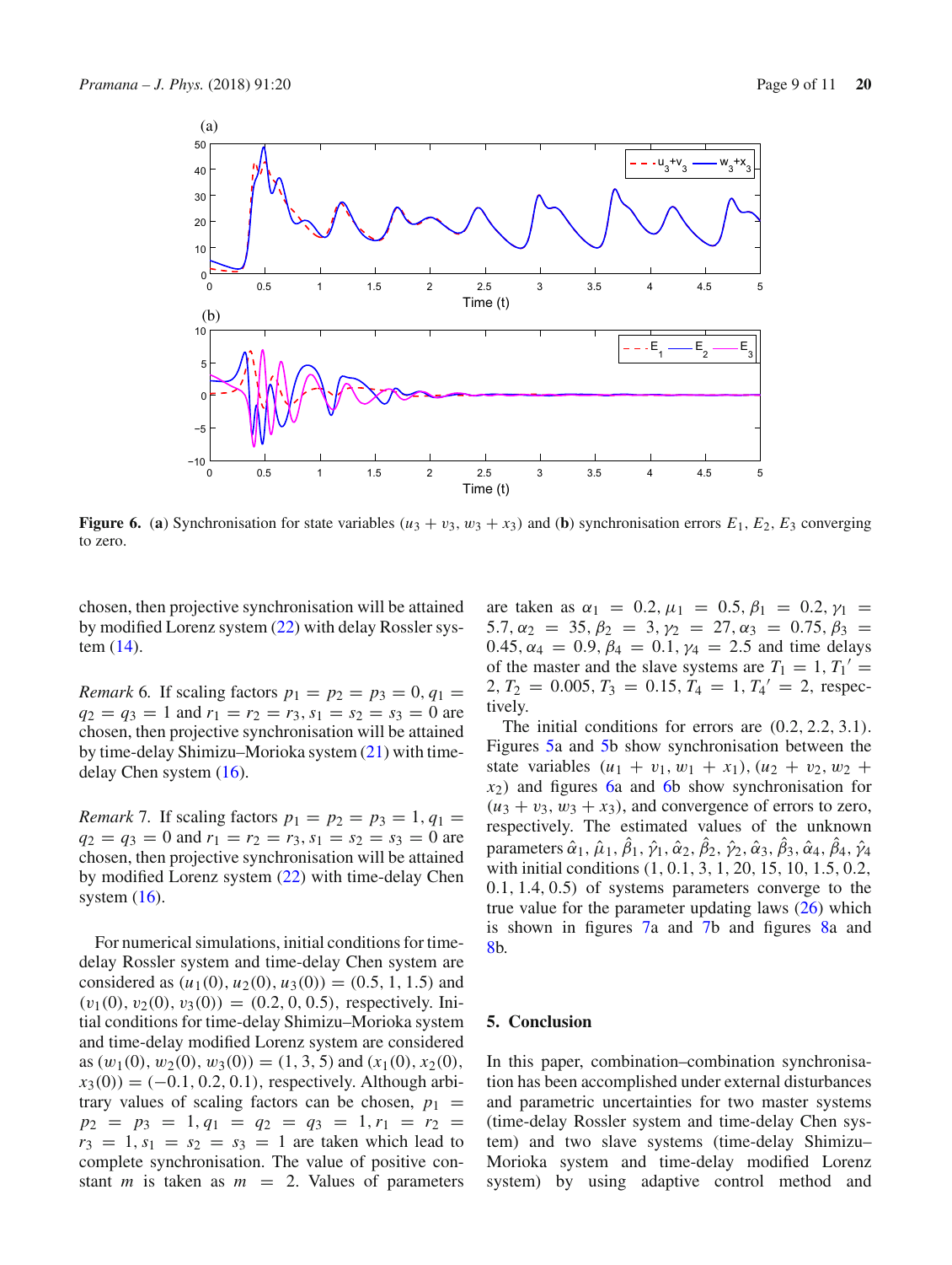**Figure 6.** (**a**) Synchronisation for state variables $(u_3 + v_3, w_3 + x_3)$ and (**b**) synchronisation errors $E_1, E_2, E_3$ converging to zero.

chosen, then projective synchronisation will be attained by modified Lorenz system (22) with delay Rossler system (14).

*Remark* 6. If scaling factors $p_1 = p_2 = p_3 = 0, q_1 = q_2 = q_3 = 1$ and $r_1 = r_2 = r_3, s_1 = s_2 = s_3 = 0$ are chosen, then projective synchronisation will be attained by time-delay Shimizu–Morioka system (21) with time-delay Chen system (16).

*Remark* 7. If scaling factors $p_1 = p_2 = p_3 = 1, q_1 = q_2 = q_3 = 0$ and $r_1 = r_2 = r_3, s_1 = s_2 = s_3 = 0$ are chosen, then projective synchronisation will be attained by modified Lorenz system (22) with time-delay Chen system (16).

For numerical simulations, initial conditions for time-delay Rossler system and time-delay Chen system are considered as $(u_1(0), u_2(0), u_3(0)) = (0.5, 1, 1.5)$ and $(v_1(0), v_2(0), v_3(0)) = (0.2, 0, 0.5)$, respectively. Initial conditions for time-delay Shimizu–Morioka system and time-delay modified Lorenz system are considered as $(w_1(0), w_2(0), w_3(0)) = (1, 3, 5)$ and $(x_1(0), x_2(0), x_3(0)) = (-0.1, 0.2, 0.1)$, respectively. Although arbitrary values of scaling factors can be chosen, $p_1 = p_2 = p_3 = 1, q_1 = q_2 = q_3 = 1, r_1 = r_2 = r_3 = 1, s_1 = s_2 = s_3 = 1$ are taken which lead to complete synchronisation. The value of positive constant $m$ is taken as $m = 2$. Values of parameters are taken as $\alpha_1 = 0.2, \mu_1 = 0.5, \beta_1 = 0.2, \gamma_1 = 5.7, \alpha_2 = 35, \beta_2 = 3, \gamma_2 = 27, \alpha_3 = 0.75, \beta_3 = 0.45, \alpha_4 = 0.9, \beta_4 = 0.1, \gamma_4 = 2.5$ and time delays of the master and the slave systems are $T_1 = 1, T_1{}' = 2, T_2 = 0.005, T_3 = 0.15, T_4 = 1, T_4{}' = 2$, respectively.

The initial conditions for errors are $(0.2, 2.2, 3.1)$. Figures 5a and 5b show synchronisation between the state variables $(u_1 + v_1, w_1 + x_1), (u_2 + v_2, w_2 + x_2)$ and figures 6a and 6b show synchronisation for $(u_3 + v_3, w_3 + x_3)$, and convergence of errors to zero, respectively. The estimated values of the unknown parameters $\hat{\alpha}_1, \hat{\mu}_1, \hat{\beta}_1, \hat{\gamma}_1, \hat{\alpha}_2, \hat{\beta}_2, \hat{\gamma}_2, \hat{\alpha}_3, \hat{\beta}_3, \hat{\alpha}_4, \hat{\beta}_4, \hat{\gamma}_4$ with initial conditions $(1, 0.1, 3, 1, 20, 15, 10, 1.5, 0.2, 0.1, 1.4, 0.5)$ of systems parameters converge to the true value for the parameter updating laws (26) which is shown in figures 7a and 7b and figures 8a and 8b.

## 5. Conclusion

In this paper, combination–combination synchronisation has been accomplished under external disturbances and parametric uncertainties for two master systems (time-delay Rossler system and time-delay Chen system) and two slave systems (time-delay Shimizu–Morioka system and time-delay modified Lorenz system) by using adaptive control method and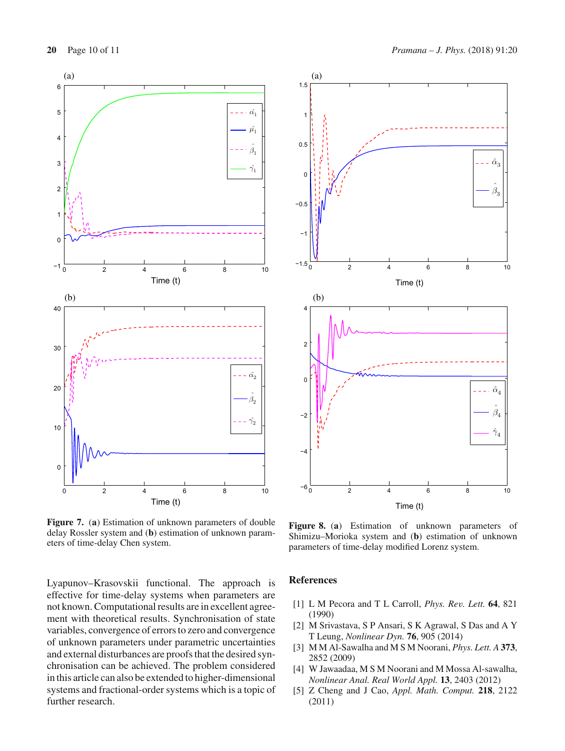**Figure 7.** (**a**) Estimation of unknown parameters of double delay Rossler system and (**b**) estimation of unknown parameters of time-delay Chen system.

**Figure 8.** (**a**) Estimation of unknown parameters of Shimizu–Morioka system and (**b**) estimation of unknown parameters of time-delay modified Lorenz system.

Lyapunov–Krasovskii functional. The approach is effective for time-delay systems when parameters are not known. Computational results are in excellent agreement with theoretical results. Synchronisation of state variables, convergence of errors to zero and convergence of unknown parameters under parametric uncertainties and external disturbances are proofs that the desired synchronisation can be achieved. The problem considered in this article can also be extended to higher-dimensional systems and fractional-order systems which is a topic of further research.

## References

[1] L M Pecora and T L Carroll, *Phys. Rev. Lett.* **64**, 821 (1990)

[2] M Srivastava, S P Ansari, S K Agrawal, S Das and A Y T Leung, *Nonlinear Dyn.* **76**, 905 (2014)

[3] M M Al-Sawalha and M S M Noorani, *Phys. Lett. A* **373**, 2852 (2009)

[4] W Jawaadaa, M S M Noorani and M Mossa Al-sawalha, *Nonlinear Anal. Real World Appl.* **13**, 2403 (2012)

[5] Z Cheng and J Cao, *Appl. Math. Comput.* **218**, 2122 (2011)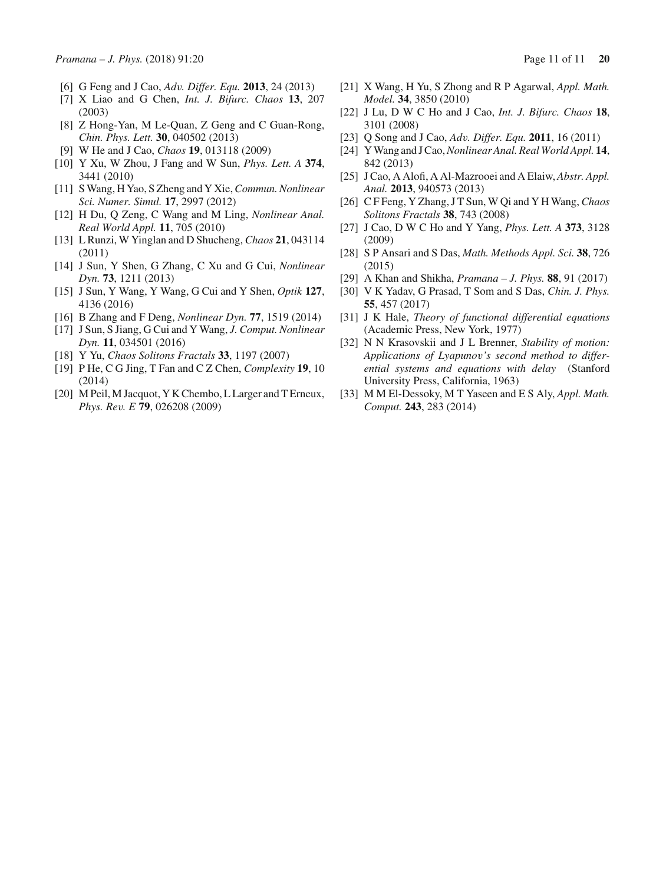[6] G Feng and J Cao, *Adv. Differ. Equ.* **2013**, 24 (2013)

[7] X Liao and G Chen, *Int. J. Bifurc. Chaos* **13**, 207 (2003)

[8] Z Hong-Yan, M Le-Quan, Z Geng and C Guan-Rong, *Chin. Phys. Lett.* **30**, 040502 (2013)

[9] W He and J Cao, *Chaos* **19**, 013118 (2009)

[10] Y Xu, W Zhou, J Fang and W Sun, *Phys. Lett. A* **374**, 3441 (2010)

[11] S Wang, H Yao, S Zheng and Y Xie, *Commun. Nonlinear Sci. Numer. Simul.* **17**, 2997 (2012)

[12] H Du, Q Zeng, C Wang and M Ling, *Nonlinear Anal. Real World Appl.* **11**, 705 (2010)

[13] L Runzi, W Yinglan and D Shucheng, *Chaos* **21**, 043114 (2011)

[14] J Sun, Y Shen, G Zhang, C Xu and G Cui, *Nonlinear Dyn.* **73**, 1211 (2013)

[15] J Sun, Y Wang, Y Wang, G Cui and Y Shen, *Optik* **127**, 4136 (2016)

[16] B Zhang and F Deng, *Nonlinear Dyn.* **77**, 1519 (2014)

[17] J Sun, S Jiang, G Cui and Y Wang, *J. Comput. Nonlinear Dyn.* **11**, 034501 (2016)

[18] Y Yu, *Chaos Solitons Fractals* **33**, 1197 (2007)

[19] P He, C G Jing, T Fan and C Z Chen, *Complexity* **19**, 10 (2014)

[20] M Peil, M Jacquot, Y K Chembo, L Larger and T Erneux, *Phys. Rev. E* **79**, 026208 (2009)

[21] X Wang, H Yu, S Zhong and R P Agarwal, *Appl. Math. Model.* **34**, 3850 (2010)

[22] J Lu, D W C Ho and J Cao, *Int. J. Bifurc. Chaos* **18**, 3101 (2008)

[23] Q Song and J Cao, *Adv. Differ. Equ.* **2011**, 16 (2011)

[24] Y Wang and J Cao, *Nonlinear Anal. Real World Appl.* **14**, 842 (2013)

[25] J Cao, A Alofi, A Al-Mazrooei and A Elaiw, *Abstr. Appl. Anal.* **2013**, 940573 (2013)

[26] C F Feng, Y Zhang, J T Sun, W Qi and Y H Wang, *Chaos Solitons Fractals* **38**, 743 (2008)

[27] J Cao, D W C Ho and Y Yang, *Phys. Lett. A* **373**, 3128 (2009)

[28] S P Ansari and S Das, *Math. Methods Appl. Sci.* **38**, 726 (2015)

[29] A Khan and Shikha, *Pramana – J. Phys.* **88**, 91 (2017)

[30] V K Yadav, G Prasad, T Som and S Das, *Chin. J. Phys.* **55**, 457 (2017)

[31] J K Hale, *Theory of functional differential equations* (Academic Press, New York, 1977)

[32] N N Krasovskii and J L Brenner, *Stability of motion: Applications of Lyapunov's second method to differential systems and equations with delay* (Stanford University Press, California, 1963)

[33] M M El-Dessoky, M T Yaseen and E S Aly, *Appl. Math. Comput.* **243**, 283 (2014)